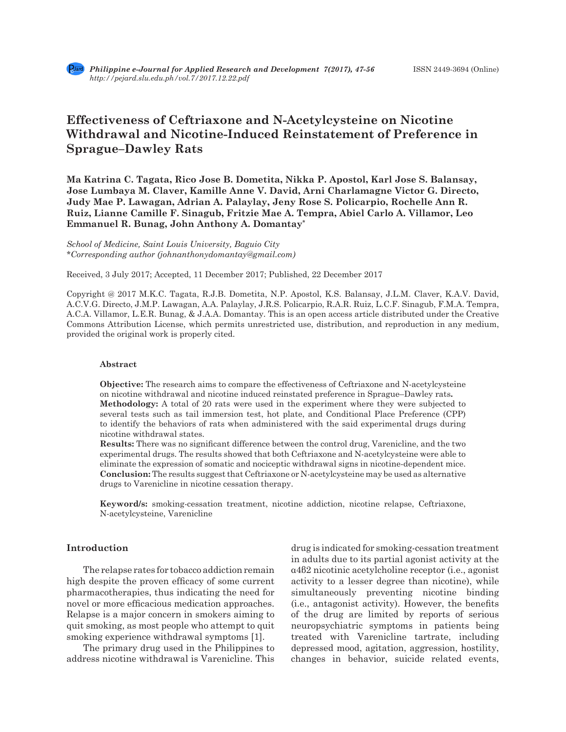# Effectiveness of Ceftriaxone and N-Acetylcysteine on Nicotine Withdrawal and Nicotine-Induced Reinstatement of Preference in Sprague–Dawley Rats

**Ma Katrina C. Tagata, Rico Jose B. Dometita, Nikka P. Apostol, Karl Jose S. Balansay, Jose Lumbaya M. Claver, Kamille Anne V. David, Arni Charlamagne Victor G. Directo, Judy Mae P. Lawagan, Adrian A. Palaylay, Jeny Rose S. Policarpio, Rochelle Ann R. Ruiz, Lianne Camille F. Sinagub, Fritzie Mae A. Tempra, Abiel Carlo A. Villamor, Leo Emmanuel R. Bunag, John Anthony A. Domantay***

*School of Medicine, Saint Louis University, Baguio City*
*\*Corresponding author (johnanthonydomantay@gmail.com)*

Received, 3 July 2017; Accepted, 11 December 2017; Published, 22 December 2017

Copyright @ 2017 M.K.C. Tagata, R.J.B. Dometita, N.P. Apostol, K.S. Balansay, J.L.M. Claver, K.A.V. David, A.C.V.G. Directo, J.M.P. Lawagan, A.A. Palaylay, J.R.S. Policarpio, R.A.R. Ruiz, L.C.F. Sinagub, F.M.A. Tempra, A.C.A. Villamor, L.E.R. Bunag, & J.A.A. Domantay. This is an open access article distributed under the Creative Commons Attribution License, which permits unrestricted use, distribution, and reproduction in any medium, provided the original work is properly cited.

### Abstract

**Objective:** The research aims to compare the effectiveness of Ceftriaxone and N-acetylcysteine on nicotine withdrawal and nicotine induced reinstated preference in Sprague–Dawley rats.
**Methodology:** A total of 20 rats were used in the experiment where they were subjected to several tests such as tail immersion test, hot plate, and Conditional Place Preference (CPP) to identify the behaviors of rats when administered with the said experimental drugs during nicotine withdrawal states.
**Results:** There was no significant difference between the control drug, Varenicline, and the two experimental drugs. The results showed that both Ceftriaxone and N-acetylcysteine were able to eliminate the expression of somatic and nociceptic withdrawal signs in nicotine-dependent mice.
**Conclusion:** The results suggest that Ceftriaxone or N-acetylcysteine may be used as alternative drugs to Varenicline in nicotine cessation therapy.

**Keyword/s:** smoking-cessation treatment, nicotine addiction, nicotine relapse, Ceftriaxone, N-acetylcysteine, Varenicline

## Introduction

The relapse rates for tobacco addiction remain high despite the proven efficacy of some current pharmacotherapies, thus indicating the need for novel or more efficacious medication approaches. Relapse is a major concern in smokers aiming to quit smoking, as most people who attempt to quit smoking experience withdrawal symptoms [1].

The primary drug used in the Philippines to address nicotine withdrawal is Varenicline. This drug is indicated for smoking-cessation treatment in adults due to its partial agonist activity at the α4β2 nicotinic acetylcholine receptor (i.e., agonist activity to a lesser degree than nicotine), while simultaneously preventing nicotine binding (i.e., antagonist activity). However, the benefits of the drug are limited by reports of serious neuropsychiatric symptoms in patients being treated with Varenicline tartrate, including depressed mood, agitation, aggression, hostility, changes in behavior, suicide related events,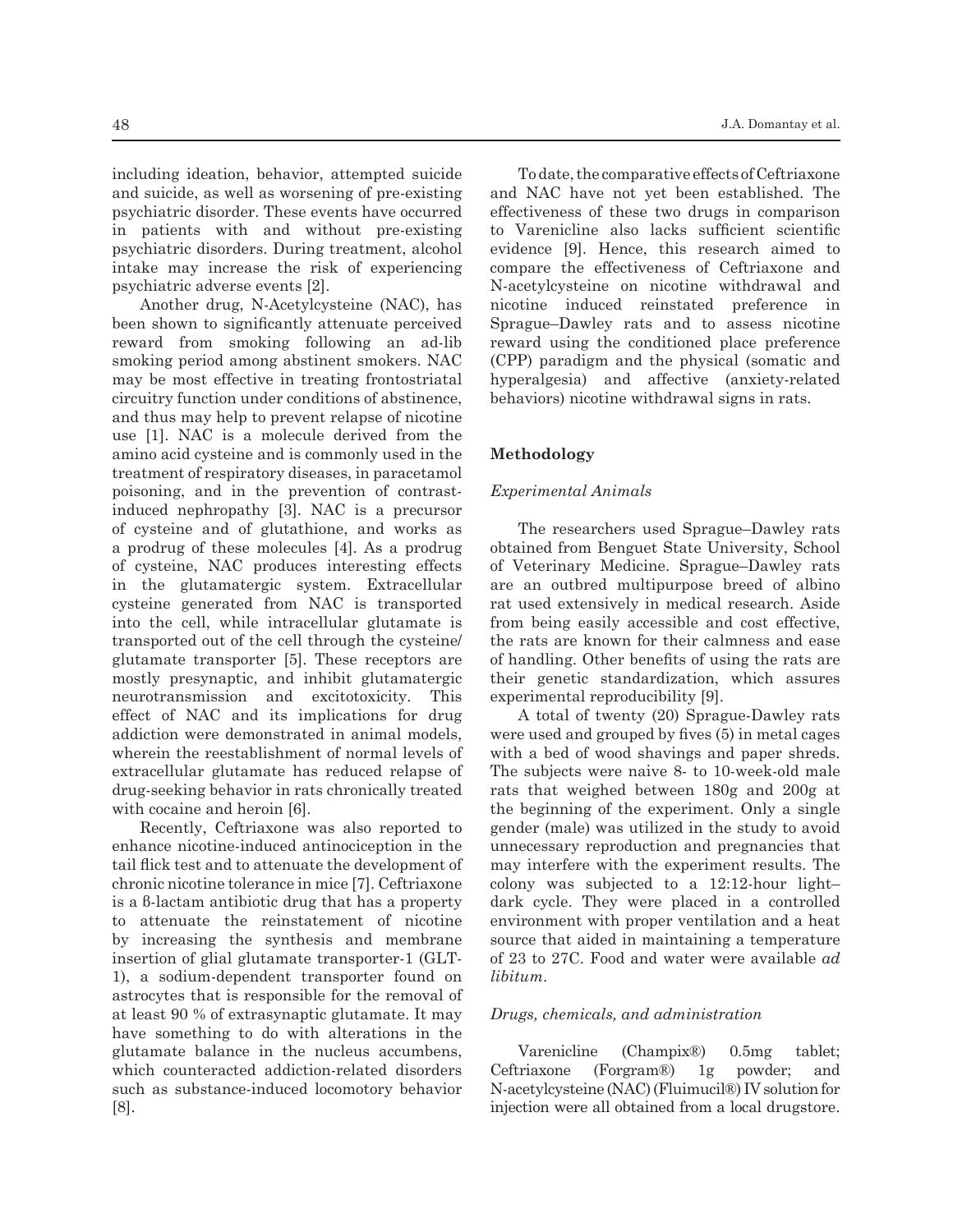including ideation, behavior, attempted suicide and suicide, as well as worsening of pre-existing psychiatric disorder. These events have occurred in patients with and without pre-existing psychiatric disorders. During treatment, alcohol intake may increase the risk of experiencing psychiatric adverse events [2].

Another drug, N-Acetylcysteine (NAC), has been shown to significantly attenuate perceived reward from smoking following an ad-lib smoking period among abstinent smokers. NAC may be most effective in treating frontostriatal circuitry function under conditions of abstinence, and thus may help to prevent relapse of nicotine use [1]. NAC is a molecule derived from the amino acid cysteine and is commonly used in the treatment of respiratory diseases, in paracetamol poisoning, and in the prevention of contrast-induced nephropathy [3]. NAC is a precursor of cysteine and of glutathione, and works as a prodrug of these molecules [4]. As a prodrug of cysteine, NAC produces interesting effects in the glutamatergic system. Extracellular cysteine generated from NAC is transported into the cell, while intracellular glutamate is transported out of the cell through the cysteine/glutamate transporter [5]. These receptors are mostly presynaptic, and inhibit glutamatergic neurotransmission and excitotoxicity. This effect of NAC and its implications for drug addiction were demonstrated in animal models, wherein the reestablishment of normal levels of extracellular glutamate has reduced relapse of drug-seeking behavior in rats chronically treated with cocaine and heroin [6].

Recently, Ceftriaxone was also reported to enhance nicotine-induced antinociception in the tail flick test and to attenuate the development of chronic nicotine tolerance in mice [7]. Ceftriaxone is a ß-lactam antibiotic drug that has a property to attenuate the reinstatement of nicotine by increasing the synthesis and membrane insertion of glial glutamate transporter-1 (GLT-1), a sodium-dependent transporter found on astrocytes that is responsible for the removal of at least 90 % of extrasynaptic glutamate. It may have something to do with alterations in the glutamate balance in the nucleus accumbens, which counteracted addiction-related disorders such as substance-induced locomotory behavior [8].

To date, the comparative effects of Ceftriaxone and NAC have not yet been established. The effectiveness of these two drugs in comparison to Varenicline also lacks sufficient scientific evidence [9]. Hence, this research aimed to compare the effectiveness of Ceftriaxone and N-acetylcysteine on nicotine withdrawal and nicotine induced reinstated preference in Sprague–Dawley rats and to assess nicotine reward using the conditioned place preference (CPP) paradigm and the physical (somatic and hyperalgesia) and affective (anxiety-related behaviors) nicotine withdrawal signs in rats.

## Methodology

### *Experimental Animals*

The researchers used Sprague–Dawley rats obtained from Benguet State University, School of Veterinary Medicine. Sprague–Dawley rats are an outbred multipurpose breed of albino rat used extensively in medical research. Aside from being easily accessible and cost effective, the rats are known for their calmness and ease of handling. Other benefits of using the rats are their genetic standardization, which assures experimental reproducibility [9].

A total of twenty (20) Sprague-Dawley rats were used and grouped by fives (5) in metal cages with a bed of wood shavings and paper shreds. The subjects were naive 8- to 10-week-old male rats that weighed between 180g and 200g at the beginning of the experiment. Only a single gender (male) was utilized in the study to avoid unnecessary reproduction and pregnancies that may interfere with the experiment results. The colony was subjected to a 12:12-hour light–dark cycle. They were placed in a controlled environment with proper ventilation and a heat source that aided in maintaining a temperature of 23 to 27C. Food and water were available *ad libitum*.

### *Drugs, chemicals, and administration*

Varenicline (Champix®) 0.5mg tablet; Ceftriaxone (Forgram®) 1g powder; and N-acetylcysteine (NAC) (Fluimucil®) IV solution for injection were all obtained from a local drugstore.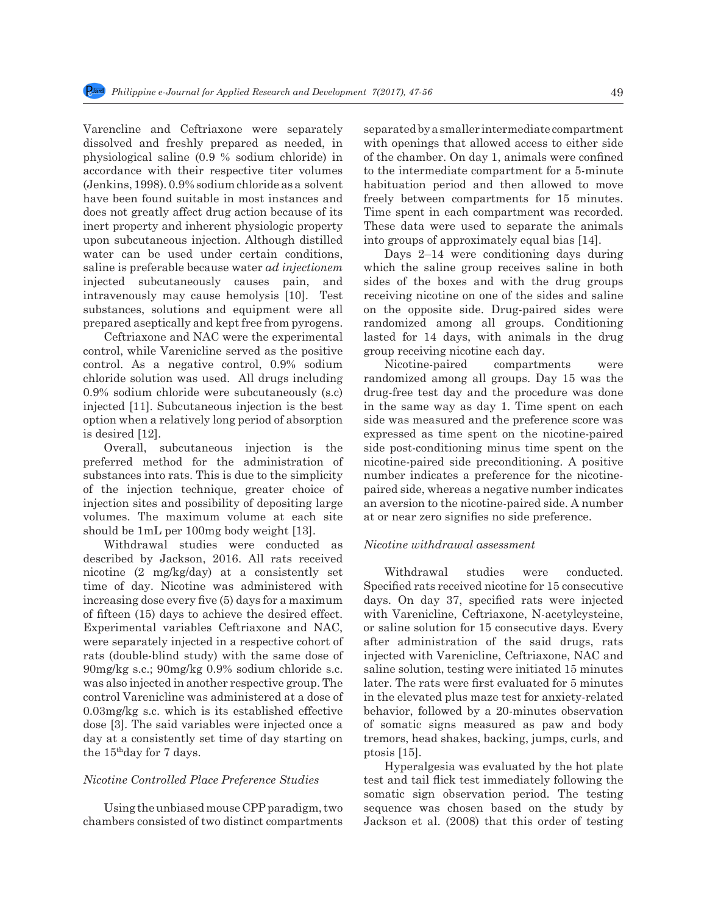Varencline and Ceftriaxone were separately dissolved and freshly prepared as needed, in physiological saline (0.9 % sodium chloride) in accordance with their respective titer volumes (Jenkins, 1998). 0.9% sodium chloride as a solvent have been found suitable in most instances and does not greatly affect drug action because of its inert property and inherent physiologic property upon subcutaneous injection. Although distilled water can be used under certain conditions, saline is preferable because water *ad injectionem* injected subcutaneously causes pain, and intravenously may cause hemolysis [10]. Test substances, solutions and equipment were all prepared aseptically and kept free from pyrogens.

Ceftriaxone and NAC were the experimental control, while Varenicline served as the positive control. As a negative control, 0.9% sodium chloride solution was used. All drugs including 0.9% sodium chloride were subcutaneously (s.c) injected [11]. Subcutaneous injection is the best option when a relatively long period of absorption is desired [12].

Overall, subcutaneous injection is the preferred method for the administration of substances into rats. This is due to the simplicity of the injection technique, greater choice of injection sites and possibility of depositing large volumes. The maximum volume at each site should be 1mL per 100mg body weight [13].

Withdrawal studies were conducted as described by Jackson, 2016. All rats received nicotine (2 mg/kg/day) at a consistently set time of day. Nicotine was administered with increasing dose every five (5) days for a maximum of fifteen (15) days to achieve the desired effect. Experimental variables Ceftriaxone and NAC, were separately injected in a respective cohort of rats (double-blind study) with the same dose of 90mg/kg s.c.; 90mg/kg 0.9% sodium chloride s.c. was also injected in another respective group. The control Varenicline was administered at a dose of 0.03mg/kg s.c. which is its established effective dose [3]. The said variables were injected once a day at a consistently set time of day starting on the 15$^{th}$day for 7 days.

*Nicotine Controlled Place Preference Studies*

Using the unbiased mouse CPP paradigm, two chambers consisted of two distinct compartments separated by a smaller intermediate compartment with openings that allowed access to either side of the chamber. On day 1, animals were confined to the intermediate compartment for a 5-minute habituation period and then allowed to move freely between compartments for 15 minutes. Time spent in each compartment was recorded. These data were used to separate the animals into groups of approximately equal bias [14].

Days 2–14 were conditioning days during which the saline group receives saline in both sides of the boxes and with the drug groups receiving nicotine on one of the sides and saline on the opposite side. Drug-paired sides were randomized among all groups. Conditioning lasted for 14 days, with animals in the drug group receiving nicotine each day.

Nicotine-paired compartments were randomized among all groups. Day 15 was the drug-free test day and the procedure was done in the same way as day 1. Time spent on each side was measured and the preference score was expressed as time spent on the nicotine-paired side post-conditioning minus time spent on the nicotine-paired side preconditioning. A positive number indicates a preference for the nicotine-paired side, whereas a negative number indicates an aversion to the nicotine-paired side. A number at or near zero signifies no side preference.

*Nicotine withdrawal assessment*

Withdrawal studies were conducted. Specified rats received nicotine for 15 consecutive days. On day 37, specified rats were injected with Varenicline, Ceftriaxone, N-acetylcysteine, or saline solution for 15 consecutive days. Every after administration of the said drugs, rats injected with Varenicline, Ceftriaxone, NAC and saline solution, testing were initiated 15 minutes later. The rats were first evaluated for 5 minutes in the elevated plus maze test for anxiety-related behavior, followed by a 20-minutes observation of somatic signs measured as paw and body tremors, head shakes, backing, jumps, curls, and ptosis [15].

Hyperalgesia was evaluated by the hot plate test and tail flick test immediately following the somatic sign observation period. The testing sequence was chosen based on the study by Jackson et al. (2008) that this order of testing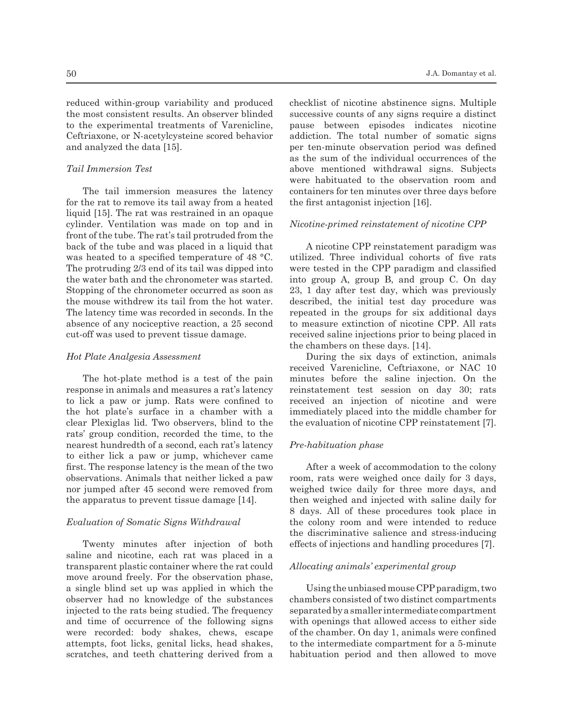reduced within-group variability and produced the most consistent results. An observer blinded to the experimental treatments of Varenicline, Ceftriaxone, or N-acetylcysteine scored behavior and analyzed the data [15].

### *Tail Immersion Test*

The tail immersion measures the latency for the rat to remove its tail away from a heated liquid [15]. The rat was restrained in an opaque cylinder. Ventilation was made on top and in front of the tube. The rat's tail protruded from the back of the tube and was placed in a liquid that was heated to a specified temperature of 48 °C. The protruding 2/3 end of its tail was dipped into the water bath and the chronometer was started. Stopping of the chronometer occurred as soon as the mouse withdrew its tail from the hot water. The latency time was recorded in seconds. In the absence of any nociceptive reaction, a 25 second cut-off was used to prevent tissue damage.

### *Hot Plate Analgesia Assessment*

The hot-plate method is a test of the pain response in animals and measures a rat's latency to lick a paw or jump. Rats were confined to the hot plate's surface in a chamber with a clear Plexiglas lid. Two observers, blind to the rats' group condition, recorded the time, to the nearest hundredth of a second, each rat's latency to either lick a paw or jump, whichever came first. The response latency is the mean of the two observations. Animals that neither licked a paw nor jumped after 45 second were removed from the apparatus to prevent tissue damage [14].

### *Evaluation of Somatic Signs Withdrawal*

Twenty minutes after injection of both saline and nicotine, each rat was placed in a transparent plastic container where the rat could move around freely. For the observation phase, a single blind set up was applied in which the observer had no knowledge of the substances injected to the rats being studied. The frequency and time of occurrence of the following signs were recorded: body shakes, chews, escape attempts, foot licks, genital licks, head shakes, scratches, and teeth chattering derived from a checklist of nicotine abstinence signs. Multiple successive counts of any signs require a distinct pause between episodes indicates nicotine addiction. The total number of somatic signs per ten-minute observation period was defined as the sum of the individual occurrences of the above mentioned withdrawal signs. Subjects were habituated to the observation room and containers for ten minutes over three days before the first antagonist injection [16].

### *Nicotine-primed reinstatement of nicotine CPP*

A nicotine CPP reinstatement paradigm was utilized. Three individual cohorts of five rats were tested in the CPP paradigm and classified into group A, group B, and group C. On day 23, 1 day after test day, which was previously described, the initial test day procedure was repeated in the groups for six additional days to measure extinction of nicotine CPP. All rats received saline injections prior to being placed in the chambers on these days. [14].

During the six days of extinction, animals received Varenicline, Ceftriaxone, or NAC 10 minutes before the saline injection. On the reinstatement test session on day 30; rats received an injection of nicotine and were immediately placed into the middle chamber for the evaluation of nicotine CPP reinstatement [7].

### *Pre-habituation phase*

After a week of accommodation to the colony room, rats were weighed once daily for 3 days, weighed twice daily for three more days, and then weighed and injected with saline daily for 8 days. All of these procedures took place in the colony room and were intended to reduce the discriminative salience and stress-inducing effects of injections and handling procedures [7].

### *Allocating animals' experimental group*

Using the unbiased mouse CPP paradigm, two chambers consisted of two distinct compartments separated by a smaller intermediate compartment with openings that allowed access to either side of the chamber. On day 1, animals were confined to the intermediate compartment for a 5-minute habituation period and then allowed to move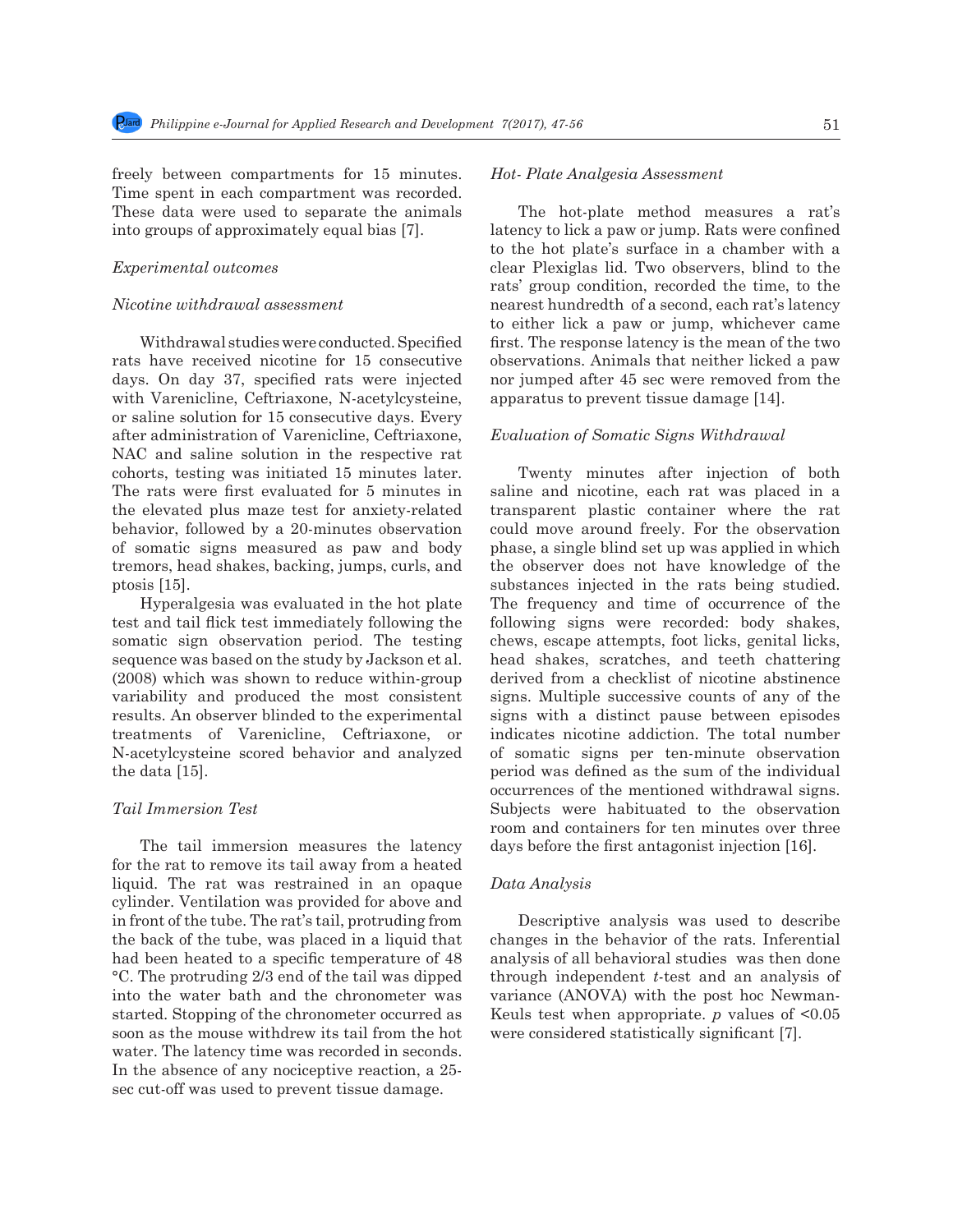freely between compartments for 15 minutes. Time spent in each compartment was recorded. These data were used to separate the animals into groups of approximately equal bias [7].

*Experimental outcomes*

*Nicotine withdrawal assessment*

Withdrawal studies were conducted. Specified rats have received nicotine for 15 consecutive days. On day 37, specified rats were injected with Varenicline, Ceftriaxone, N-acetylcysteine, or saline solution for 15 consecutive days. Every after administration of Varenicline, Ceftriaxone, NAC and saline solution in the respective rat cohorts, testing was initiated 15 minutes later. The rats were first evaluated for 5 minutes in the elevated plus maze test for anxiety-related behavior, followed by a 20-minutes observation of somatic signs measured as paw and body tremors, head shakes, backing, jumps, curls, and ptosis [15].

Hyperalgesia was evaluated in the hot plate test and tail flick test immediately following the somatic sign observation period. The testing sequence was based on the study by Jackson et al. (2008) which was shown to reduce within-group variability and produced the most consistent results. An observer blinded to the experimental treatments of Varenicline, Ceftriaxone, or N-acetylcysteine scored behavior and analyzed the data [15].

*Tail Immersion Test*

The tail immersion measures the latency for the rat to remove its tail away from a heated liquid. The rat was restrained in an opaque cylinder. Ventilation was provided for above and in front of the tube. The rat's tail, protruding from the back of the tube, was placed in a liquid that had been heated to a specific temperature of 48 °C. The protruding 2/3 end of the tail was dipped into the water bath and the chronometer was started. Stopping of the chronometer occurred as soon as the mouse withdrew its tail from the hot water. The latency time was recorded in seconds. In the absence of any nociceptive reaction, a 25-sec cut-off was used to prevent tissue damage.

*Hot- Plate Analgesia Assessment*

The hot-plate method measures a rat's latency to lick a paw or jump. Rats were confined to the hot plate's surface in a chamber with a clear Plexiglas lid. Two observers, blind to the rats' group condition, recorded the time, to the nearest hundredth of a second, each rat's latency to either lick a paw or jump, whichever came first. The response latency is the mean of the two observations. Animals that neither licked a paw nor jumped after 45 sec were removed from the apparatus to prevent tissue damage [14].

*Evaluation of Somatic Signs Withdrawal*

Twenty minutes after injection of both saline and nicotine, each rat was placed in a transparent plastic container where the rat could move around freely. For the observation phase, a single blind set up was applied in which the observer does not have knowledge of the substances injected in the rats being studied. The frequency and time of occurrence of the following signs were recorded: body shakes, chews, escape attempts, foot licks, genital licks, head shakes, scratches, and teeth chattering derived from a checklist of nicotine abstinence signs. Multiple successive counts of any of the signs with a distinct pause between episodes indicates nicotine addiction. The total number of somatic signs per ten-minute observation period was defined as the sum of the individual occurrences of the mentioned withdrawal signs. Subjects were habituated to the observation room and containers for ten minutes over three days before the first antagonist injection [16].

*Data Analysis*

Descriptive analysis was used to describe changes in the behavior of the rats. Inferential analysis of all behavioral studies was then done through independent *t*-test and an analysis of variance (ANOVA) with the post hoc Newman-Keuls test when appropriate. $p$ values of $<0.05$ were considered statistically significant [7].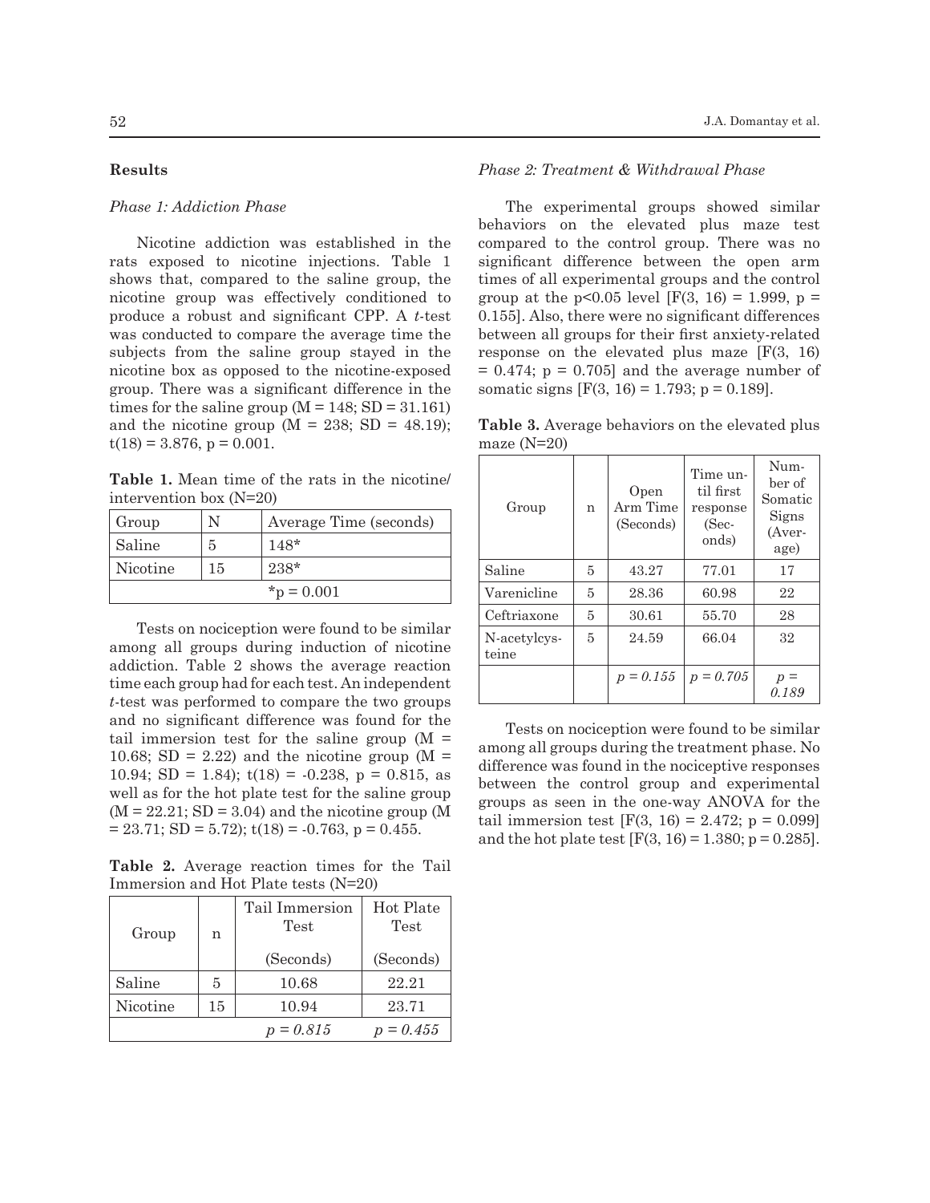## Results

### *Phase 1: Addiction Phase*

Nicotine addiction was established in the rats exposed to nicotine injections. Table 1 shows that, compared to the saline group, the nicotine group was effectively conditioned to produce a robust and significant CPP. A *t*-test was conducted to compare the average time the subjects from the saline group stayed in the nicotine box as opposed to the nicotine-exposed group. There was a significant difference in the times for the saline group ($M = 148$; $SD = 31.161$) and the nicotine group ($M = 238$; $SD = 48.19$); $t(18) = 3.876$, $p = 0.001$.

**Table 1.** Mean time of the rats in the nicotine/intervention box (N=20)

| Group | N | Average Time (seconds) |
|---|---|---|
| Saline | 5 | 148* |
| Nicotine | 15 | 238* |
| *p = 0.001 | | |

Tests on nociception were found to be similar among all groups during induction of nicotine addiction. Table 2 shows the average reaction time each group had for each test. An independent *t*-test was performed to compare the two groups and no significant difference was found for the tail immersion test for the saline group ($M = 10.68$; $SD = 2.22$) and the nicotine group ($M = 10.94$; $SD = 1.84$); $t(18) = -0.238$, $p = 0.815$, as well as for the hot plate test for the saline group ($M = 22.21$; $SD = 3.04$) and the nicotine group ($M = 23.71$; $SD = 5.72$); $t(18) = -0.763$, $p = 0.455$.

**Table 2.** Average reaction times for the Tail Immersion and Hot Plate tests (N=20)

| Group | n | Tail Immersion Test (Seconds) | Hot Plate Test (Seconds) |
|---|---|---|---|
| Saline | 5 | 10.68 | 22.21 |
| Nicotine | 15 | 10.94 | 23.71 |
| | | *p = 0.815* | *p = 0.455* |

### *Phase 2: Treatment & Withdrawal Phase*

The experimental groups showed similar behaviors on the elevated plus maze test compared to the control group. There was no significant difference between the open arm times of all experimental groups and the control group at the $p<0.05$ level [$F(3, 16) = 1.999$, $p = 0.155$]. Also, there were no significant differences between all groups for their first anxiety-related response on the elevated plus maze [$F(3, 16) = 0.474$; $p = 0.705$] and the average number of somatic signs [$F(3, 16) = 1.793$; $p = 0.189$].

**Table 3.** Average behaviors on the elevated plus maze (N=20)

| Group | n | Open Arm Time (Seconds) | Time until first response (Seconds) | Number of Somatic Signs (Average) |
|---|---|---|---|---|
| Saline | 5 | 43.27 | 77.01 | 17 |
| Varenicline | 5 | 28.36 | 60.98 | 22 |
| Ceftriaxone | 5 | 30.61 | 55.70 | 28 |
| N-acetylcysteine | 5 | 24.59 | 66.04 | 32 |
| | | *p = 0.155* | *p = 0.705* | *p = 0.189* |

Tests on nociception were found to be similar among all groups during the treatment phase. No difference was found in the nociceptive responses between the control group and experimental groups as seen in the one-way ANOVA for the tail immersion test [$F(3, 16) = 2.472$; $p = 0.099$] and the hot plate test [$F(3, 16) = 1.380$; $p = 0.285$].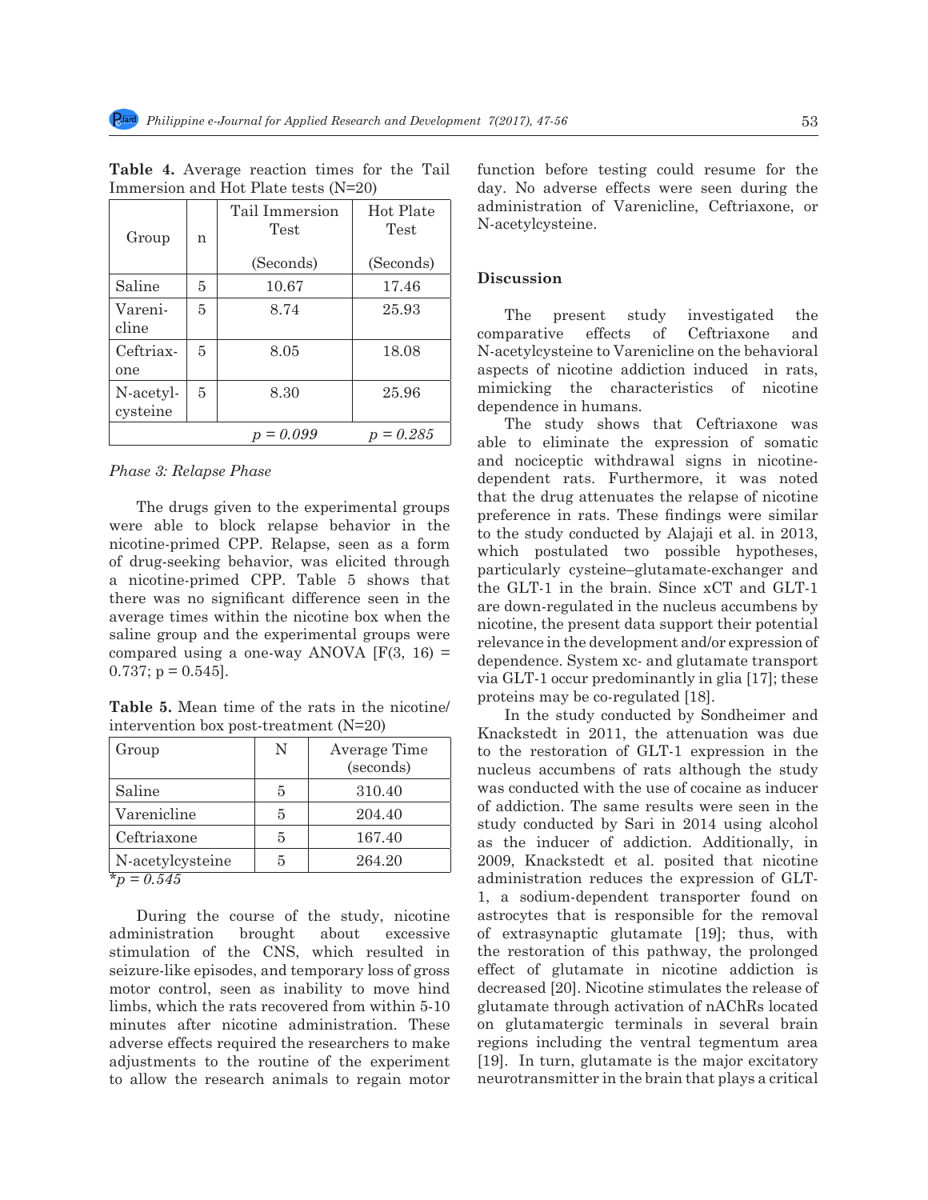**Table 4.** Average reaction times for the Tail Immersion and Hot Plate tests (N=20)

| Group | n | Tail Immersion Test (Seconds) | Hot Plate Test (Seconds) |
|---|---|---|---|
| Saline | 5 | 10.67 | 17.46 |
| Varenicline | 5 | 8.74 | 25.93 |
| Ceftriaxone | 5 | 8.05 | 18.08 |
| N-acetylcysteine | 5 | 8.30 | 25.96 |
| | | *p = 0.099* | *p = 0.285* |

*Phase 3: Relapse Phase*

The drugs given to the experimental groups were able to block relapse behavior in the nicotine-primed CPP. Relapse, seen as a form of drug-seeking behavior, was elicited through a nicotine-primed CPP. Table 5 shows that there was no significant difference seen in the average times within the nicotine box when the saline group and the experimental groups were compared using a one-way ANOVA [$F(3, 16) = 0.737$; $p = 0.545$].

**Table 5.** Mean time of the rats in the nicotine/intervention box post-treatment (N=20)

| Group | N | Average Time (seconds) |
|---|---|---|
| Saline | 5 | 310.40 |
| Varenicline | 5 | 204.40 |
| Ceftriaxone | 5 | 167.40 |
| N-acetylcysteine | 5 | 264.20 |

*p = 0.545

During the course of the study, nicotine administration brought about excessive stimulation of the CNS, which resulted in seizure-like episodes, and temporary loss of gross motor control, seen as inability to move hind limbs, which the rats recovered from within 5-10 minutes after nicotine administration. These adverse effects required the researchers to make adjustments to the routine of the experiment to allow the research animals to regain motor function before testing could resume for the day. No adverse effects were seen during the administration of Varenicline, Ceftriaxone, or N-acetylcysteine.

## Discussion

The present study investigated the comparative effects of Ceftriaxone and N-acetylcysteine to Varenicline on the behavioral aspects of nicotine addiction induced in rats, mimicking the characteristics of nicotine dependence in humans.

The study shows that Ceftriaxone was able to eliminate the expression of somatic and nociceptic withdrawal signs in nicotine-dependent rats. Furthermore, it was noted that the drug attenuates the relapse of nicotine preference in rats. These findings were similar to the study conducted by Alajaji et al. in 2013, which postulated two possible hypotheses, particularly cysteine–glutamate-exchanger and the GLT-1 in the brain. Since xCT and GLT-1 are down-regulated in the nucleus accumbens by nicotine, the present data support their potential relevance in the development and/or expression of dependence. System xc- and glutamate transport via GLT-1 occur predominantly in glia [17]; these proteins may be co-regulated [18].

In the study conducted by Sondheimer and Knackstedt in 2011, the attenuation was due to the restoration of GLT-1 expression in the nucleus accumbens of rats although the study was conducted with the use of cocaine as inducer of addiction. The same results were seen in the study conducted by Sari in 2014 using alcohol as the inducer of addiction. Additionally, in 2009, Knackstedt et al. posited that nicotine administration reduces the expression of GLT-1, a sodium-dependent transporter found on astrocytes that is responsible for the removal of extrasynaptic glutamate [19]; thus, with the restoration of this pathway, the prolonged effect of glutamate in nicotine addiction is decreased [20]. Nicotine stimulates the release of glutamate through activation of nAChRs located on glutamatergic terminals in several brain regions including the ventral tegmentum area [19]. In turn, glutamate is the major excitatory neurotransmitter in the brain that plays a critical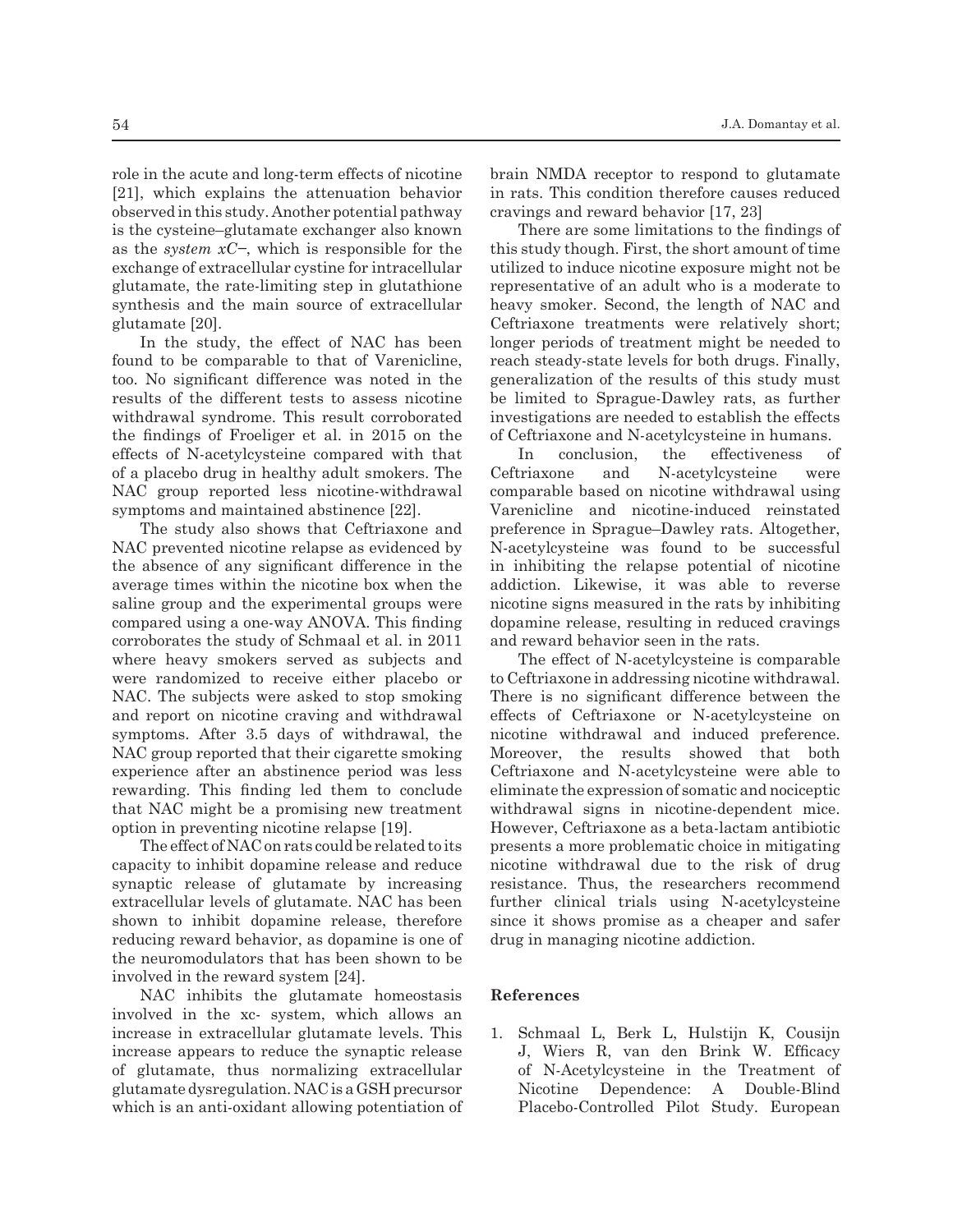role in the acute and long-term effects of nicotine [21], which explains the attenuation behavior observed in this study. Another potential pathway is the cysteine–glutamate exchanger also known as the *system xC–*, which is responsible for the exchange of extracellular cystine for intracellular glutamate, the rate-limiting step in glutathione synthesis and the main source of extracellular glutamate [20].

In the study, the effect of NAC has been found to be comparable to that of Varenicline, too. No significant difference was noted in the results of the different tests to assess nicotine withdrawal syndrome. This result corroborated the findings of Froeliger et al. in 2015 on the effects of N-acetylcysteine compared with that of a placebo drug in healthy adult smokers. The NAC group reported less nicotine-withdrawal symptoms and maintained abstinence [22].

The study also shows that Ceftriaxone and NAC prevented nicotine relapse as evidenced by the absence of any significant difference in the average times within the nicotine box when the saline group and the experimental groups were compared using a one-way ANOVA. This finding corroborates the study of Schmaal et al. in 2011 where heavy smokers served as subjects and were randomized to receive either placebo or NAC. The subjects were asked to stop smoking and report on nicotine craving and withdrawal symptoms. After 3.5 days of withdrawal, the NAC group reported that their cigarette smoking experience after an abstinence period was less rewarding. This finding led them to conclude that NAC might be a promising new treatment option in preventing nicotine relapse [19].

The effect of NAC on rats could be related to its capacity to inhibit dopamine release and reduce synaptic release of glutamate by increasing extracellular levels of glutamate. NAC has been shown to inhibit dopamine release, therefore reducing reward behavior, as dopamine is one of the neuromodulators that has been shown to be involved in the reward system [24].

NAC inhibits the glutamate homeostasis involved in the xc- system, which allows an increase in extracellular glutamate levels. This increase appears to reduce the synaptic release of glutamate, thus normalizing extracellular glutamate dysregulation. NAC is a GSH precursor which is an anti-oxidant allowing potentiation of brain NMDA receptor to respond to glutamate in rats. This condition therefore causes reduced cravings and reward behavior [17, 23]

There are some limitations to the findings of this study though. First, the short amount of time utilized to induce nicotine exposure might not be representative of an adult who is a moderate to heavy smoker. Second, the length of NAC and Ceftriaxone treatments were relatively short; longer periods of treatment might be needed to reach steady-state levels for both drugs. Finally, generalization of the results of this study must be limited to Sprague-Dawley rats, as further investigations are needed to establish the effects of Ceftriaxone and N-acetylcysteine in humans.

In conclusion, the effectiveness of Ceftriaxone and N-acetylcysteine were comparable based on nicotine withdrawal using Varenicline and nicotine-induced reinstated preference in Sprague–Dawley rats. Altogether, N-acetylcysteine was found to be successful in inhibiting the relapse potential of nicotine addiction. Likewise, it was able to reverse nicotine signs measured in the rats by inhibiting dopamine release, resulting in reduced cravings and reward behavior seen in the rats.

The effect of N-acetylcysteine is comparable to Ceftriaxone in addressing nicotine withdrawal. There is no significant difference between the effects of Ceftriaxone or N-acetylcysteine on nicotine withdrawal and induced preference. Moreover, the results showed that both Ceftriaxone and N-acetylcysteine were able to eliminate the expression of somatic and nociceptic withdrawal signs in nicotine-dependent mice. However, Ceftriaxone as a beta-lactam antibiotic presents a more problematic choice in mitigating nicotine withdrawal due to the risk of drug resistance. Thus, the researchers recommend further clinical trials using N-acetylcysteine since it shows promise as a cheaper and safer drug in managing nicotine addiction.

## References

1. Schmaal L, Berk L, Hulstijn K, Cousijn J, Wiers R, van den Brink W. Efficacy of N-Acetylcysteine in the Treatment of Nicotine Dependence: A Double-Blind Placebo-Controlled Pilot Study. European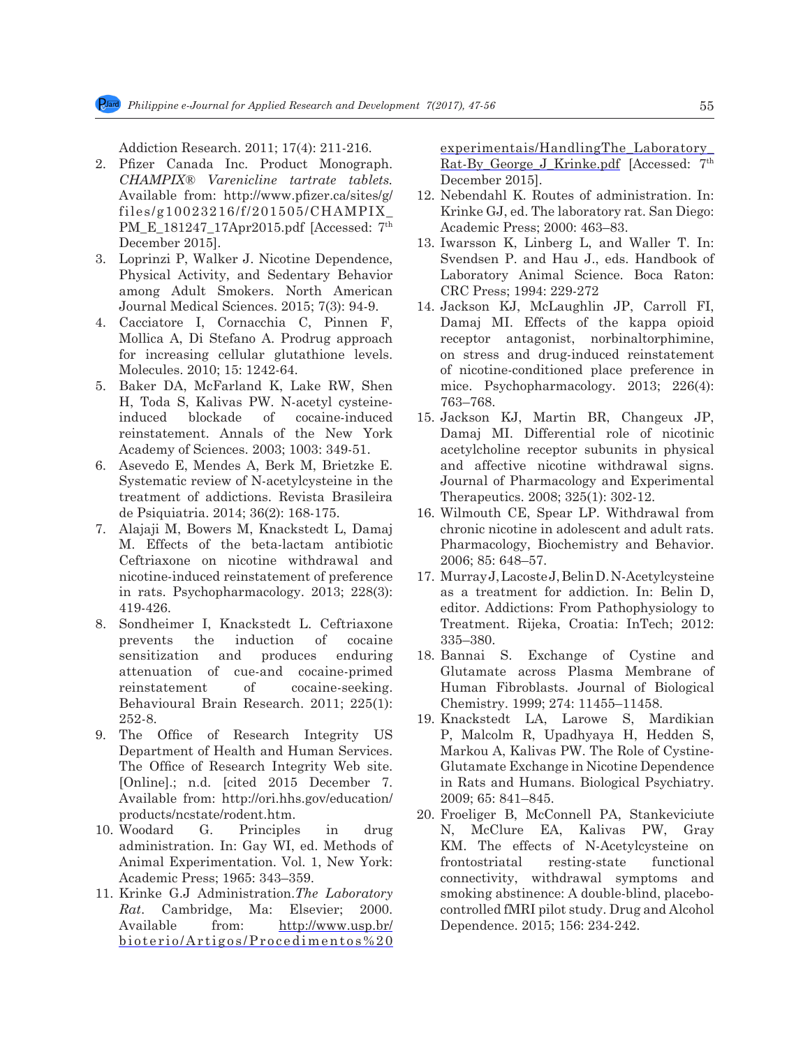Addiction Research. 2011; 17(4): 211-216.

2. Pfizer Canada Inc. Product Monograph. *CHAMPIX® Varenicline tartrate tablets.* Available from: http://www.pfizer.ca/sites/g/files/g10023216/f/201505/CHAMPIX_PM_E_181247_17Apr2015.pdf [Accessed: 7th December 2015].
3. Loprinzi P, Walker J. Nicotine Dependence, Physical Activity, and Sedentary Behavior among Adult Smokers. North American Journal Medical Sciences. 2015; 7(3): 94-9.
4. Cacciatore I, Cornacchia C, Pinnen F, Mollica A, Di Stefano A. Prodrug approach for increasing cellular glutathione levels. Molecules. 2010; 15: 1242-64.
5. Baker DA, McFarland K, Lake RW, Shen H, Toda S, Kalivas PW. N-acetyl cysteine-induced blockade of cocaine-induced reinstatement. Annals of the New York Academy of Sciences. 2003; 1003: 349-51.
6. Asevedo E, Mendes A, Berk M, Brietzke E. Systematic review of N-acetylcysteine in the treatment of addictions. Revista Brasileira de Psiquiatria. 2014; 36(2): 168-175.
7. Alajaji M, Bowers M, Knackstedt L, Damaj M. Effects of the beta-lactam antibiotic Ceftriaxone on nicotine withdrawal and nicotine-induced reinstatement of preference in rats. Psychopharmacology. 2013; 228(3): 419-426.
8. Sondheimer I, Knackstedt L. Ceftriaxone prevents the induction of cocaine sensitization and produces enduring attenuation of cue-and cocaine-primed reinstatement of cocaine-seeking. Behavioural Brain Research. 2011; 225(1): 252-8.
9. The Office of Research Integrity US Department of Health and Human Services. The Office of Research Integrity Web site. [Online].; n.d. [cited 2015 December 7. Available from: http://ori.hhs.gov/education/products/ncstate/rodent.htm.
10. Woodard G. Principles in drug administration. In: Gay WI, ed. Methods of Animal Experimentation. Vol. 1, New York: Academic Press; 1965: 343–359.
11. Krinke G.J Administration.*The Laboratory Rat*. Cambridge, Ma: Elsevier; 2000. Available from: http://www.usp.br/bioterio/Artigos/Procedimentos%20experimentais/HandlingThe_Laboratory_Rat-By_George_J_Krinke.pdf [Accessed: 7th December 2015].
12. Nebendahl K. Routes of administration. In: Krinke GJ, ed. The laboratory rat. San Diego: Academic Press; 2000: 463–83.
13. Iwarsson K, Linberg L, and Waller T. In: Svendsen P. and Hau J., eds. Handbook of Laboratory Animal Science. Boca Raton: CRC Press; 1994: 229-272
14. Jackson KJ, McLaughlin JP, Carroll FI, Damaj MI. Effects of the kappa opioid receptor antagonist, norbinaltorphimine, on stress and drug-induced reinstatement of nicotine-conditioned place preference in mice. Psychopharmacology. 2013; 226(4): 763–768.
15. Jackson KJ, Martin BR, Changeux JP, Damaj MI. Differential role of nicotinic acetylcholine receptor subunits in physical and affective nicotine withdrawal signs. Journal of Pharmacology and Experimental Therapeutics. 2008; 325(1): 302-12.
16. Wilmouth CE, Spear LP. Withdrawal from chronic nicotine in adolescent and adult rats. Pharmacology, Biochemistry and Behavior. 2006; 85: 648–57.
17. Murray J, Lacoste J, Belin D. N-Acetylcysteine as a treatment for addiction. In: Belin D, editor. Addictions: From Pathophysiology to Treatment. Rijeka, Croatia: InTech; 2012: 335–380.
18. Bannai S. Exchange of Cystine and Glutamate across Plasma Membrane of Human Fibroblasts. Journal of Biological Chemistry. 1999; 274: 11455–11458.
19. Knackstedt LA, Larowe S, Mardikian P, Malcolm R, Upadhyaya H, Hedden S, Markou A, Kalivas PW. The Role of Cystine-Glutamate Exchange in Nicotine Dependence in Rats and Humans. Biological Psychiatry. 2009; 65: 841–845.
20. Froeliger B, McConnell PA, Stankeviciute N, McClure EA, Kalivas PW, Gray KM. The effects of N-Acetylcysteine on frontostriatal resting-state functional connectivity, withdrawal symptoms and smoking abstinence: A double-blind, placebo-controlled fMRI pilot study. Drug and Alcohol Dependence. 2015; 156: 234-242.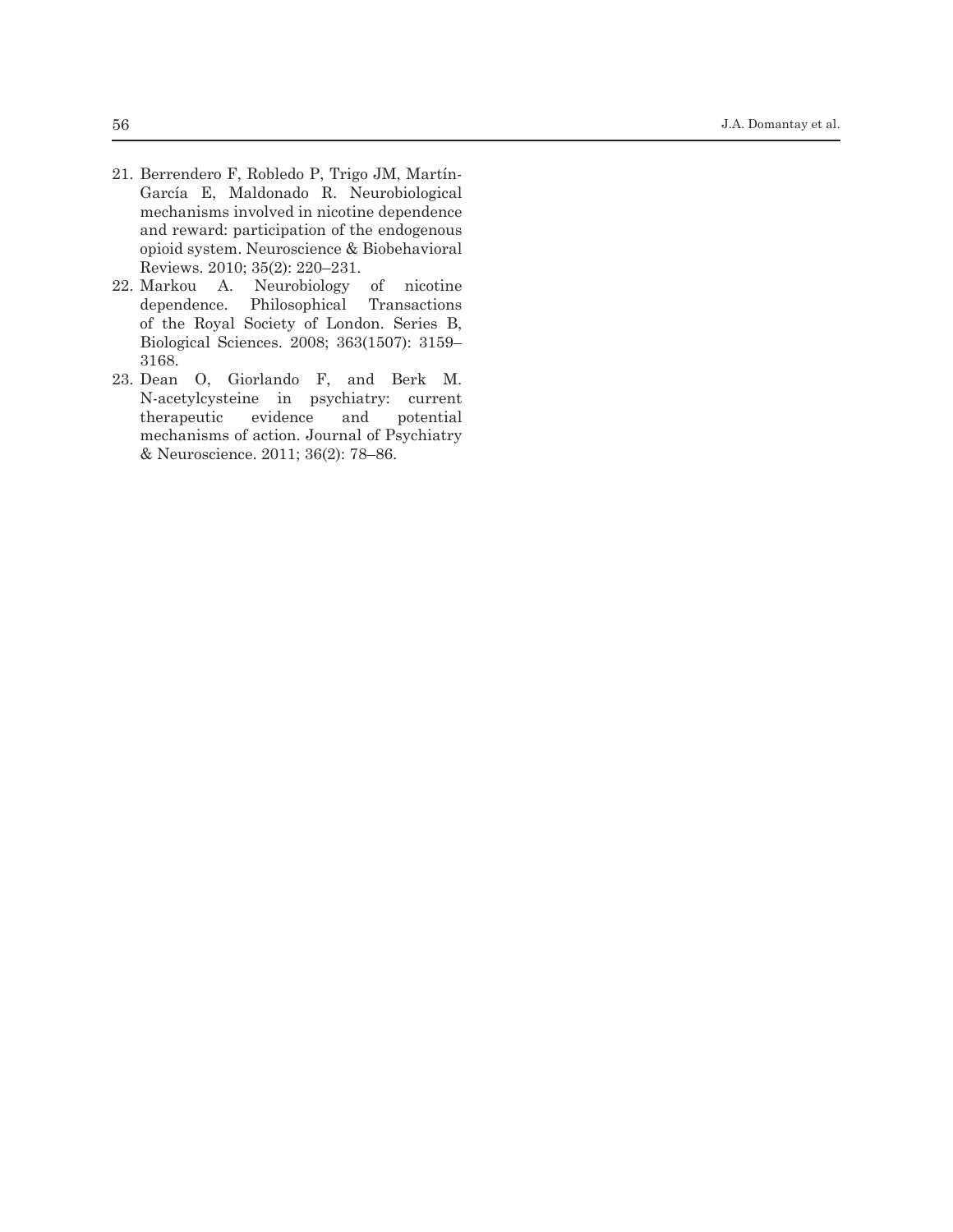21. Berrendero F, Robledo P, Trigo JM, Martín-García E, Maldonado R. Neurobiological mechanisms involved in nicotine dependence and reward: participation of the endogenous opioid system. Neuroscience & Biobehavioral Reviews. 2010; 35(2): 220–231.
22. Markou A. Neurobiology of nicotine dependence. Philosophical Transactions of the Royal Society of London. Series B, Biological Sciences. 2008; 363(1507): 3159–3168.
23. Dean O, Giorlando F, and Berk M. N-acetylcysteine in psychiatry: current therapeutic evidence and potential mechanisms of action. Journal of Psychiatry & Neuroscience. 2011; 36(2): 78–86.